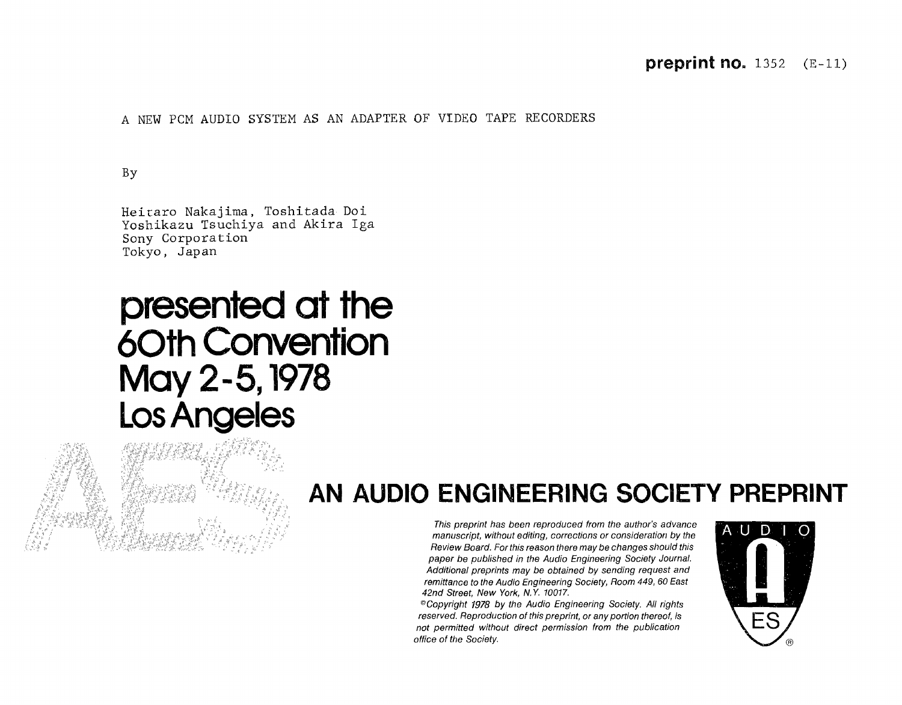**preprint no.** 1352 (E-11)

A NEW PCM AUDIO SYSTEM AS AN ADAPTER OF VIDEO TAPE RECORDERS

By

Heitaro Nakajima, Toshitada Doi
Yoshikazu Tsuchiya and Akira Iga
Sony Corporation
Tokyo, Japan

# presented at the 60th Convention May 2-5, 1978 Los Angeles

## AN AUDIO ENGINEERING SOCIETY PREPRINT

*This preprint has been reproduced from the author's advance manuscript, without editing, corrections or consideration by the Review Board. For this reason there may be changes should this paper be published in the Audio Engineering Society Journal. Additional preprints may be obtained by sending request and remittance to the Audio Engineering Society, Room 449, 60 East 42nd Street, New York, N.Y. 10017.*

*©Copyright 1978 by the Audio Engineering Society. All rights reserved. Reproduction of this preprint, or any portion thereof, is not permitted without direct permission from the publication office of the Society.*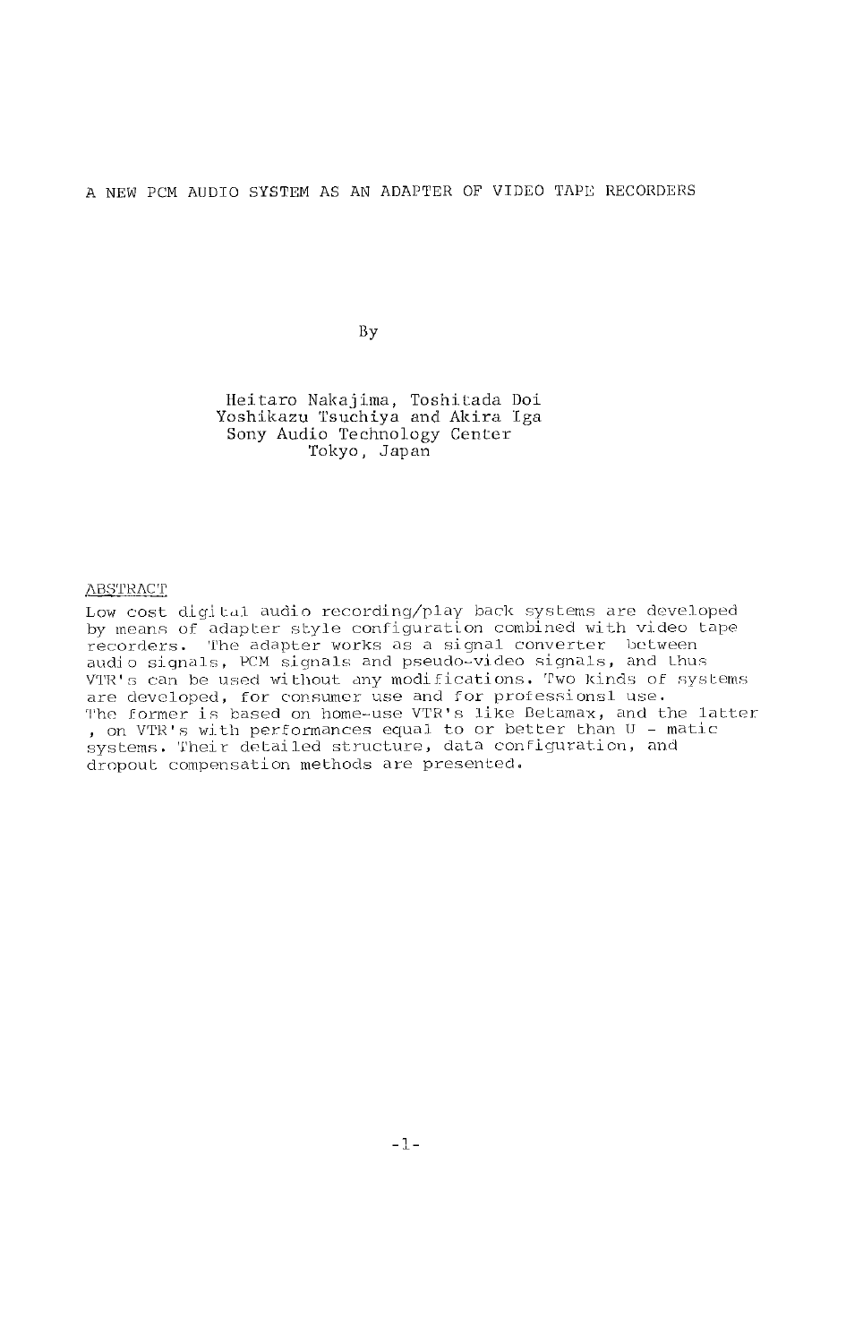# A NEW PCM AUDIO SYSTEM AS AN ADAPTER OF VIDEO TAPE RECORDERS

By

Heitaro Nakajima, Toshitada Doi
Yoshikazu Tsuchiya and Akira Iga
Sony Audio Technology Center
Tokyo, Japan

## ABSTRACT

Low cost digital audio recording/play back systems are developed by means of adapter style configuration combined with video tape recorders. The adapter works as a signal converter between audio signals, PCM signals and pseudo-video signals, and thus VTR's can be used without any modifications. Two kinds of systems are developed, for consumer use and for professionsl use. The former is based on home-use VTR's like Betamax, and the latter , on VTR's with performances equal to or better than U - matic systems. Their detailed structure, data configuration, and dropout compensation methods are presented.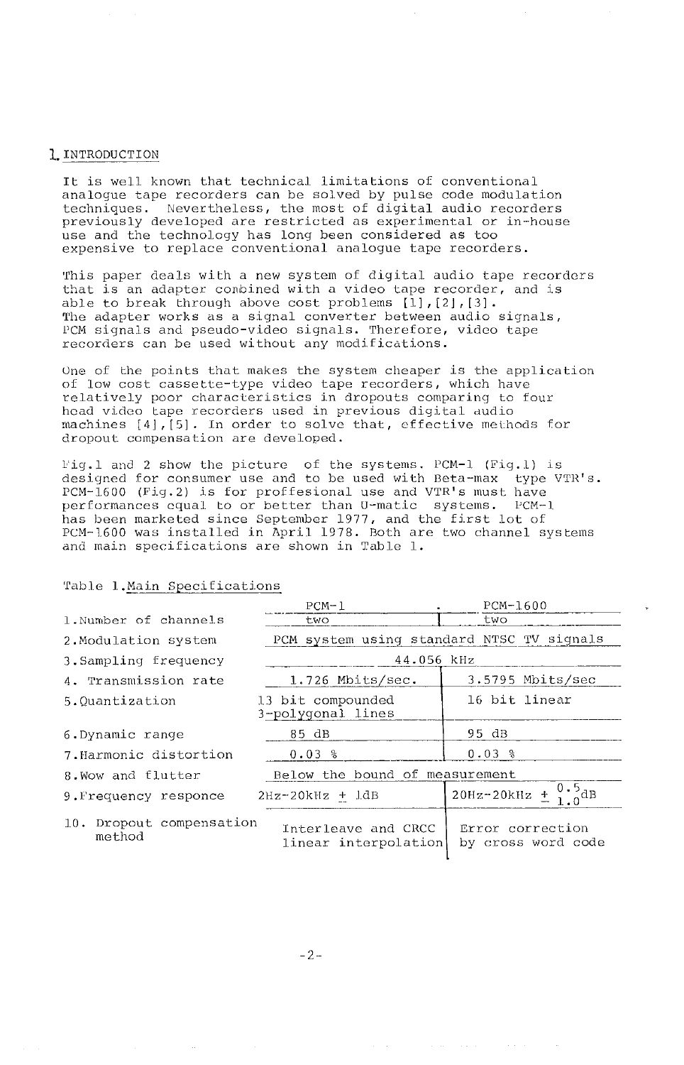## 1. INTRODUCTION

It is well known that technical limitations of conventional analogue tape recorders can be solved by pulse code modulation techniques. Nevertheless, the most of digital audio recorders previously developed are restricted as experimental or in-house use and the technology has long been considered as too expensive to replace conventional analogue tape recorders.

This paper deals with a new system of digital audio tape recorders that is an adapter combined with a video tape recorder, and is able to break through above cost problems [1],[2],[3]. The adapter works as a signal converter between audio signals, PCM signals and pseudo-video signals. Therefore, video tape recorders can be used without any modifications.

One of the points that makes the system cheaper is the application of low cost cassette-type video tape recorders, which have relatively poor characteristics in dropouts comparing to four head video tape recorders used in previous digital audio machines [4],[5]. In order to solve that, effective methods for dropout compensation are developed.

Fig.1 and 2 show the picture of the systems. PCM-1 (Fig.1) is designed for consumer use and to be used with Beta-max type VTR's. PCM-1600 (Fig.2) is for proffesional use and VTR's must have performances equal to or better than U-matic systems. PCM-1 has been marketed since September 1977, and the first lot of PCM-1600 was installed in April 1978. Both are two channel systems and main specifications are shown in Table 1.

Table 1. Main Specifications

| | PCM-1 | PCM-1600 |
|---|---|---|
| 1. Number of channels | two | two |
| 2. Modulation system | PCM system using standard NTSC TV signals | |
| 3. Sampling frequency | 44.056 kHz | |
| 4. Transmission rate | 1.726 Mbits/sec. | 3.5795 Mbits/sec |
| 5. Quantization | 13 bit compounded 3-polygonal lines | 16 bit linear |
| 6. Dynamic range | 85 dB | 95 dB |
| 7. Harmonic distortion | 0.03 % | 0.03 % |
| 8. Wow and flutter | Below the bound of measurement | |
| 9. Frequency responce | 2Hz-20kHz ± 1dB | 20Hz-20kHz $^{+0.5}_{-1.0}$dB |
| 10. Dropout compensation method | Interleave and CRCC linear interpolation | Error correction by cross word code |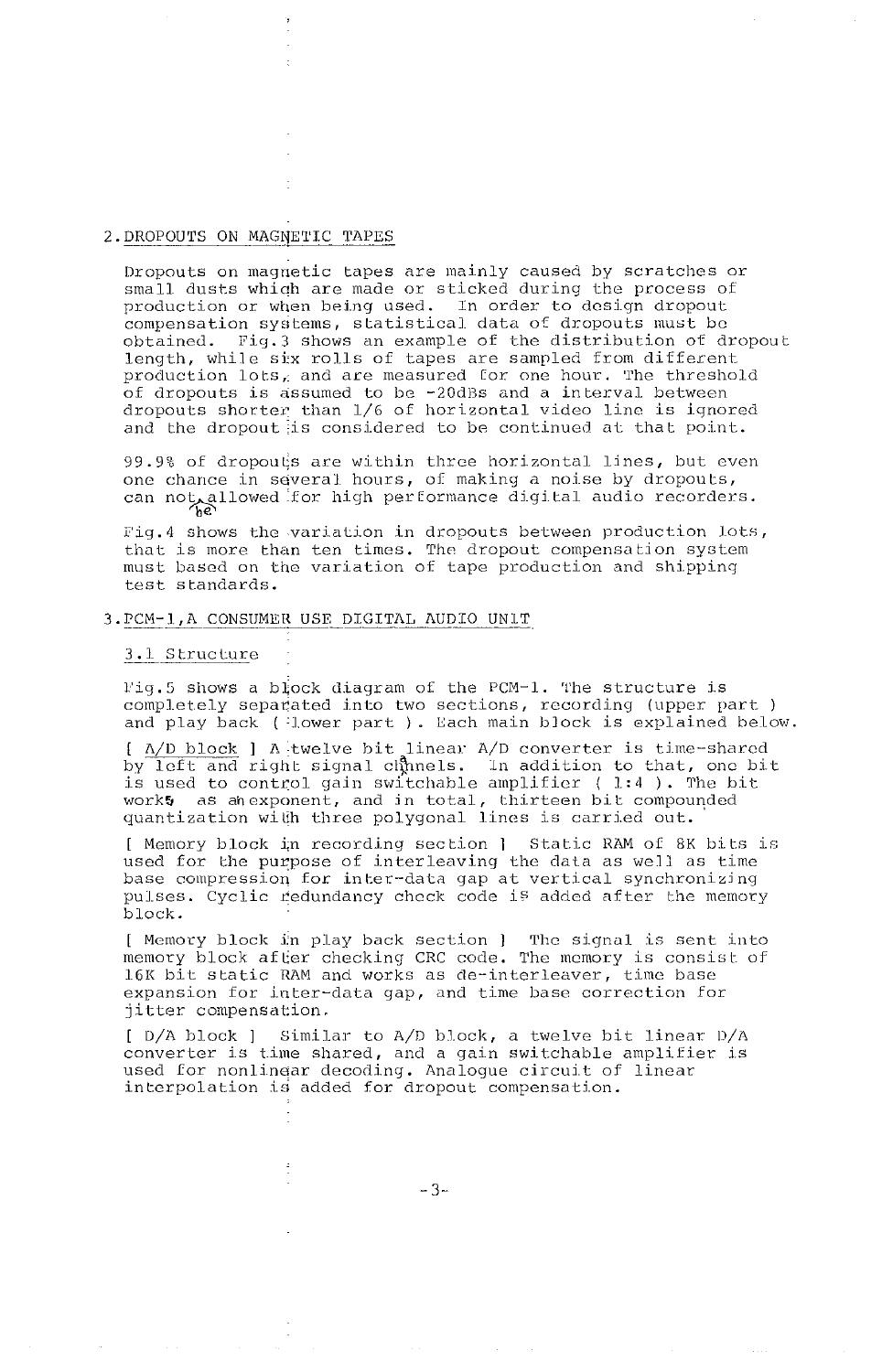## 2. DROPOUTS ON MAGNETIC TAPES

Dropouts on magnetic tapes are mainly caused by scratches or small dusts which are made or sticked during the process of production or when being used. In order to design dropout compensation systems, statistical data of dropouts must be obtained. Fig.3 shows an example of the distribution of dropout length, while six rolls of tapes are sampled from different production lots, and are measured for one hour. The threshold of dropouts is assumed to be -20dBs and a interval between dropouts shorter than 1/6 of horizontal video line is ignored and the dropout is considered to be continued at that point.

99.9% of dropouts are within three horizontal lines, but even one chance in several hours, of making a noise by dropouts, can not be allowed for high performance digital audio recorders.

Fig.4 shows the variation in dropouts between production lots, that is more than ten times. The dropout compensation system must based on the variation of tape production and shipping test standards.

## 3. PCM-1, A CONSUMER USE DIGITAL AUDIO UNIT

### 3.1 Structure

Fig.5 shows a block diagram of the PCM-1. The structure is completely separated into two sections, recording (upper part ) and play back ( lower part ). Each main block is explained below.

[ A/D block ] A twelve bit linear A/D converter is time-shared by left and right signal channels. In addition to that, one bit is used to control gain switchable amplifier ( 1:4 ). The bit works as an exponent, and in total, thirteen bit compounded quantization with three polygonal lines is carried out.

[ Memory block in recording section ] Static RAM of 8K bits is used for the purpose of interleaving the data as well as time base compression for inter-data gap at vertical synchronizing pulses. Cyclic redundancy check code is added after the memory block.

[ Memory block in play back section ] The signal is sent into memory block after checking CRC code. The memory is consist of 16K bit static RAM and works as de-interleaver, time base expansion for inter-data gap, and time base correction for jitter compensation.

[ D/A block ] Similar to A/D block, a twelve bit linear D/A converter is time shared, and a gain switchable amplifier is used for nonlinear decoding. Analogue circuit of linear interpolation is added for dropout compensation.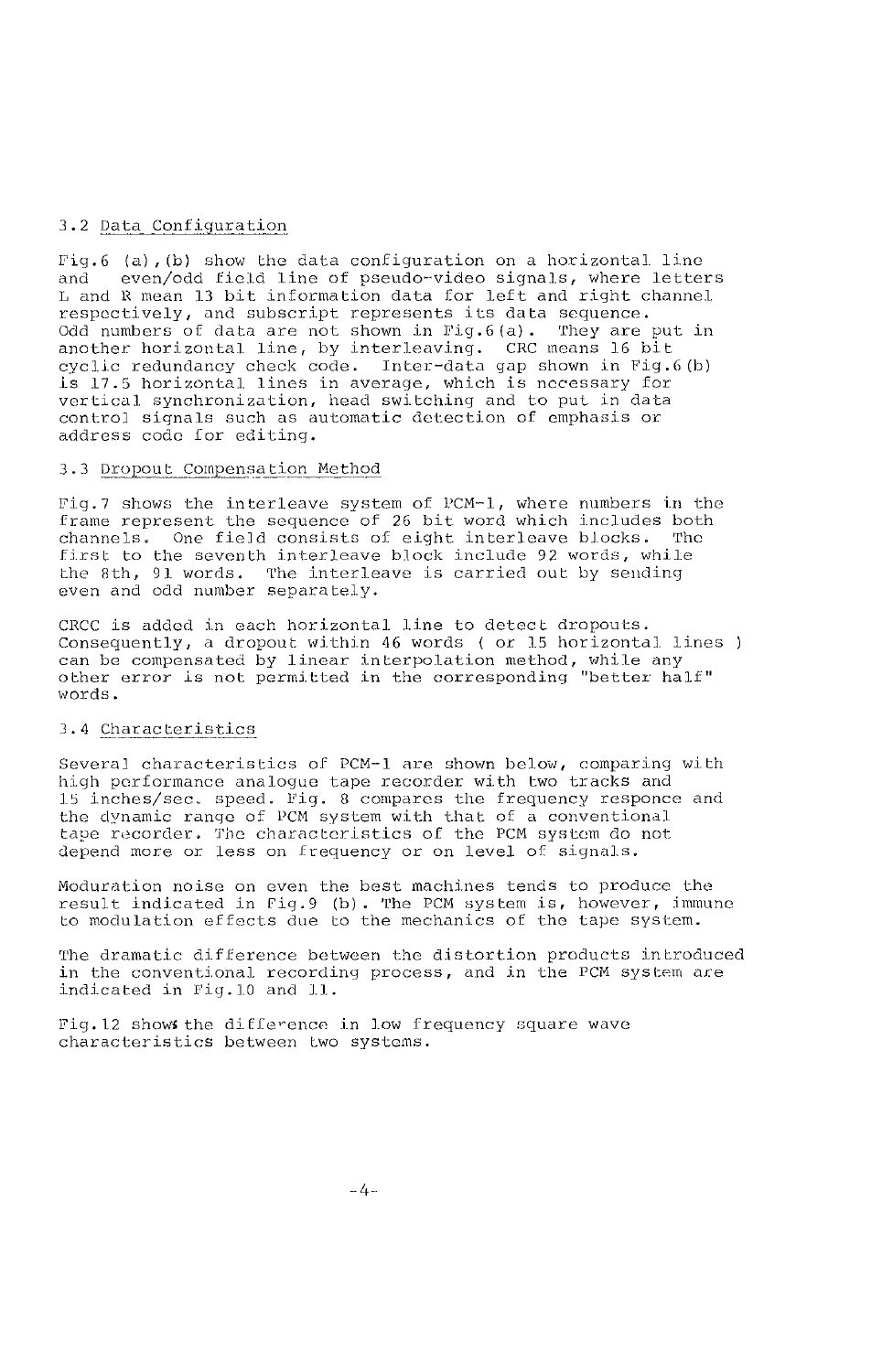### 3.2 Data Configuration

Fig.6 (a),(b) show the data configuration on a horizontal line and even/odd field line of pseudo-video signals, where letters L and R mean 13 bit information data for left and right channel respectively, and subscript represents its data sequence. Odd numbers of data are not shown in Fig.6(a). They are put in another horizontal line, by interleaving. CRC means 16 bit cyclic redundancy check code. Inter-data gap shown in Fig.6(b) is 17.5 horizontal lines in average, which is necessary for vertical synchronization, head switching and to put in data control signals such as automatic detection of emphasis or address code for editing.

### 3.3 Dropout Compensation Method

Fig.7 shows the interleave system of PCM-1, where numbers in the frame represent the sequence of 26 bit word which includes both channels. One field consists of eight interleave blocks. The first to the seventh interleave block include 92 words, while the 8th, 91 words. The interleave is carried out by sending even and odd number separately.

CRCC is added in each horizontal line to detect dropouts. Consequently, a dropout within 46 words ( or 15 horizontal lines ) can be compensated by linear interpolation method, while any other error is not permitted in the corresponding "better half" words.

### 3.4 Characteristics

Several characteristics of PCM-1 are shown below, comparing with high performance analogue tape recorder with two tracks and 15 inches/sec. speed. Fig. 8 compares the frequency responce and the dynamic range of PCM system with that of a conventional tape recorder. The characteristics of the PCM system do not depend more or less on frequency or on level of signals.

Moduration noise on even the best machines tends to produce the result indicated in Fig.9 (b). The PCM system is, however, immune to modulation effects due to the mechanics of the tape system.

The dramatic difference between the distortion products introduced in the conventional recording process, and in the PCM system are indicated in Fig.10 and 11.

Fig.12 shows the difference in low frequency square wave characteristics between two systems.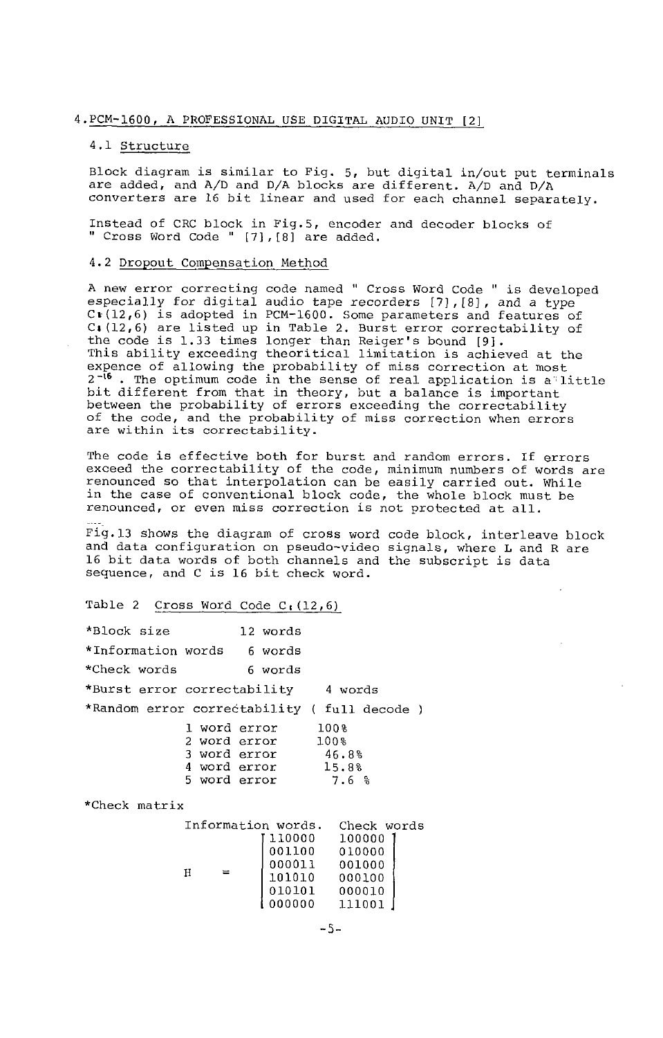## 4. PCM-1600, A PROFESSIONAL USE DIGITAL AUDIO UNIT [2]

### 4.1 Structure

Block diagram is similar to Fig. 5, but digital in/out put terminals are added, and A/D and D/A blocks are different. A/D and D/A converters are 16 bit linear and used for each channel separately.

Instead of CRC block in Fig.5, encoder and decoder blocks of " Cross Word Code " [7],[8] are added.

### 4.2 Dropout Compensation Method

A new error correcting code named " Cross Word Code " is developed especially for digital audio tape recorders [7],[8], and a type $C_1(12,6)$ is adopted in PCM-1600. Some parameters and features of $C_1(12,6)$ are listed up in Table 2. Burst error correctability of the code is 1.33 times longer than Reiger's bound [9]. This ability exceeding theoritical limitation is achieved at the expence of allowing the probability of miss correction at most $2^{-16}$. The optimum code in the sense of real application is a little bit different from that in theory, but a balance is important between the probability of errors exceeding the correctability of the code, and the probability of miss correction when errors are within its correctability.

The code is effective both for burst and random errors. If errors exceed the correctability of the code, minimum numbers of words are renounced so that interpolation can be easily carried out. While in the case of conventional block code, the whole block must be renounced, or even miss correction is not protected at all.

Fig.13 shows the diagram of cross word code block, interleave block and data configuration on pseudo-video signals, where L and R are 16 bit data words of both channels and the subscript is data sequence, and C is 16 bit check word.

Table 2 Cross Word Code $C_1(12,6)$

*Block size 12 words

*Information words 6 words

*Check words 6 words

*Burst error correctability 4 words

*Random error correctability ( full decode )

| | |
|---|---|
| 1 word error | 100% |
| 2 word error | 100% |
| 3 word error | 46.8% |
| 4 word error | 15.8% |
| 5 word error | 7.6 % |

*Check matrix

Information words. Check words

$$
H = \begin{bmatrix}
110000 & 100000 \\
001100 & 010000 \\
000011 & 001000 \\
101010 & 000100 \\
010101 & 000010 \\
000000 & 111001
\end{bmatrix}
$$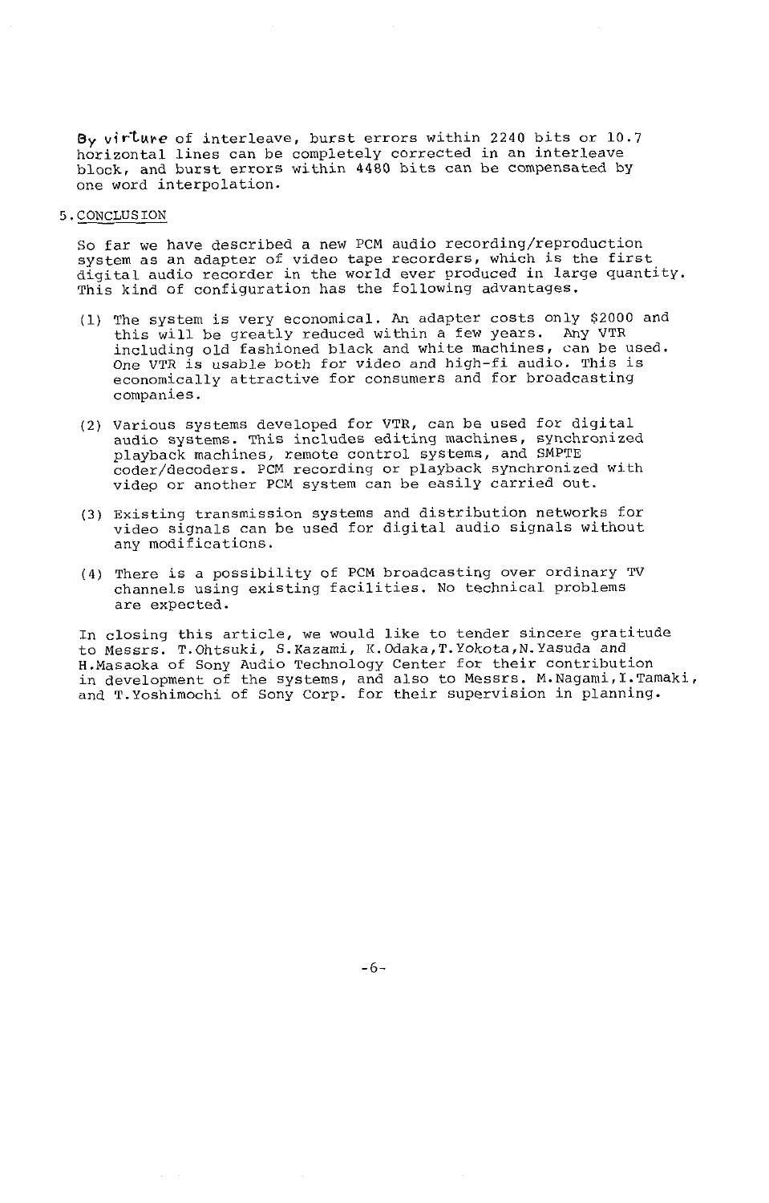By virture of interleave, burst errors within 2240 bits or 10.7 horizontal lines can be completely corrected in an interleave block, and burst errors within 4480 bits can be compensated by one word interpolation.

## 5. CONCLUSION

So far we have described a new PCM audio recording/reproduction system as an adapter of video tape recorders, which is the first digital audio recorder in the world ever produced in large quantity. This kind of configuration has the following advantages.

(1) The system is very economical. An adapter costs only $2000 and this will be greatly reduced within a few years. Any VTR including old fashioned black and white machines, can be used. One VTR is usable both for video and high-fi audio. This is economically attractive for consumers and for broadcasting companies.

(2) Various systems developed for VTR, can be used for digital audio systems. This includes editing machines, synchronized playback machines, remote control systems, and SMPTE coder/decoders. PCM recording or playback synchronized with video or another PCM system can be easily carried out.

(3) Existing transmission systems and distribution networks for video signals can be used for digital audio signals without any modifications.

(4) There is a possibility of PCM broadcasting over ordinary TV channels using existing facilities. No technical problems are expected.

In closing this article, we would like to tender sincere gratitude to Messrs. T.Ohtsuki, S.Kazami, K.Odaka,T.Yokota,N.Yasuda and H.Masaoka of Sony Audio Technology Center for their contribution in development of the systems, and also to Messrs. M.Nagami,I.Tamaki, and T.Yoshimochi of Sony Corp. for their supervision in planning.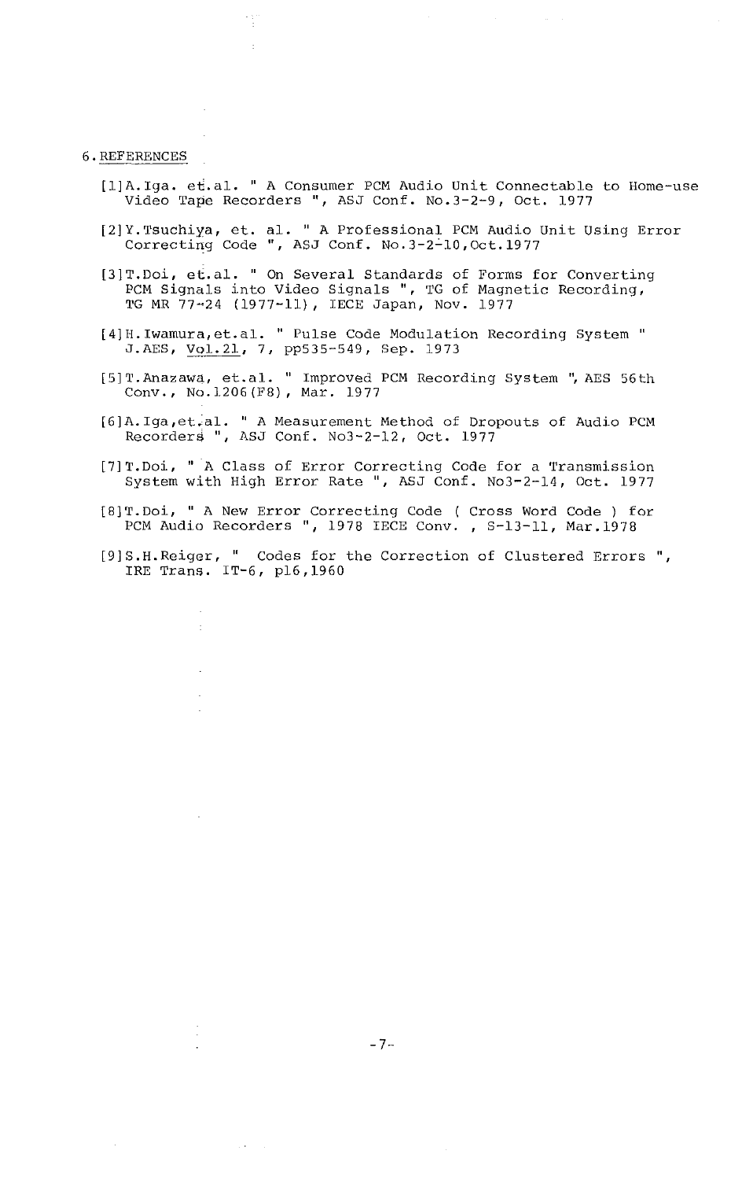## 6. REFERENCES

[1] A.Iga. et.al. " A Consumer PCM Audio Unit Connectable to Home-use Video Tape Recorders ", ASJ Conf. No.3-2-9, Oct. 1977

[2] Y.Tsuchiya, et. al. " A Professional PCM Audio Unit Using Error Correcting Code ", ASJ Conf. No.3-2-10, Oct.1977

[3] T.Doi, et.al. " On Several Standards of Forms for Converting PCM Signals into Video Signals ", TG of Magnetic Recording, TG MR 77-24 (1977-11), IECE Japan, Nov. 1977

[4] H.Iwamura, et.al. " Pulse Code Modulation Recording System " J.AES, Vol.21, 7, pp535-549, Sep. 1973

[5] T.Anazawa, et.al. " Improved PCM Recording System ", AES 56th Conv., No.1206(F8), Mar. 1977

[6] A.Iga, et.al. " A Measurement Method of Dropouts of Audio PCM Recorders ", ASJ Conf. No3-2-12, Oct. 1977

[7] T.Doi, " A Class of Error Correcting Code for a Transmission System with High Error Rate ", ASJ Conf. No3-2-14, Oct. 1977

[8] T.Doi, " A New Error Correcting Code ( Cross Word Code ) for PCM Audio Recorders ", 1978 IECE Conv. , S-13-11, Mar.1978

[9] S.H.Reiger, " Codes for the Correction of Clustered Errors ", IRE Trans. IT-6, p16, 1960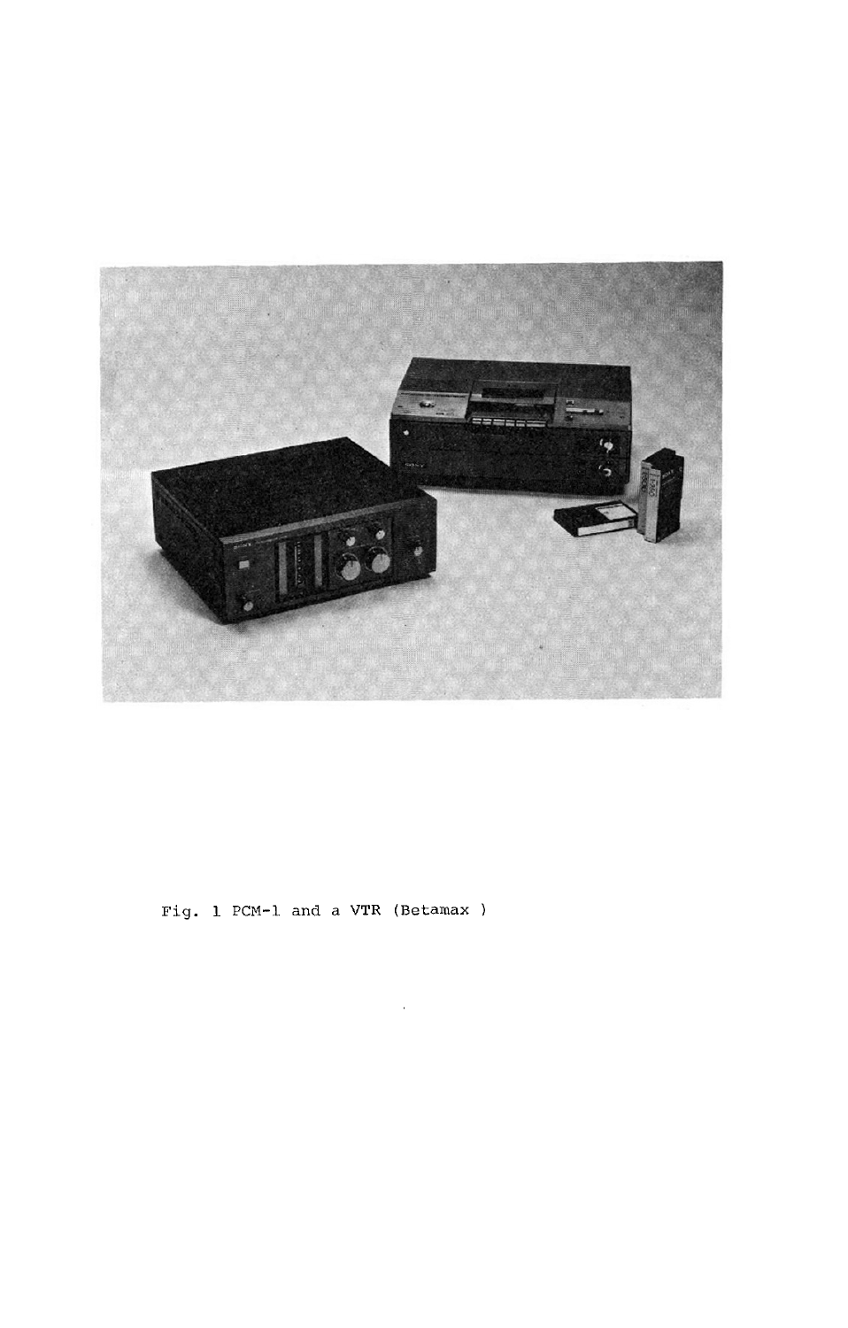Fig. 1 PCM-1 and a VTR (Betamax )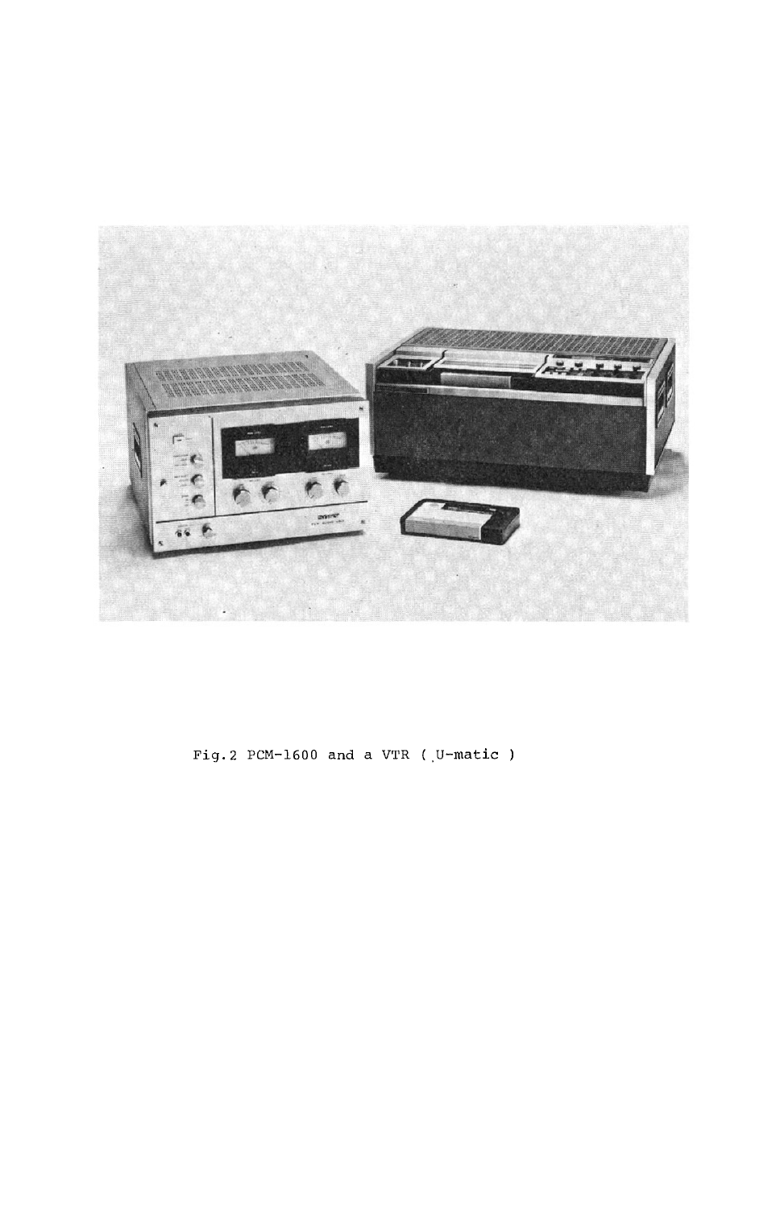Fig.2 PCM-1600 and a VTR ( U-matic )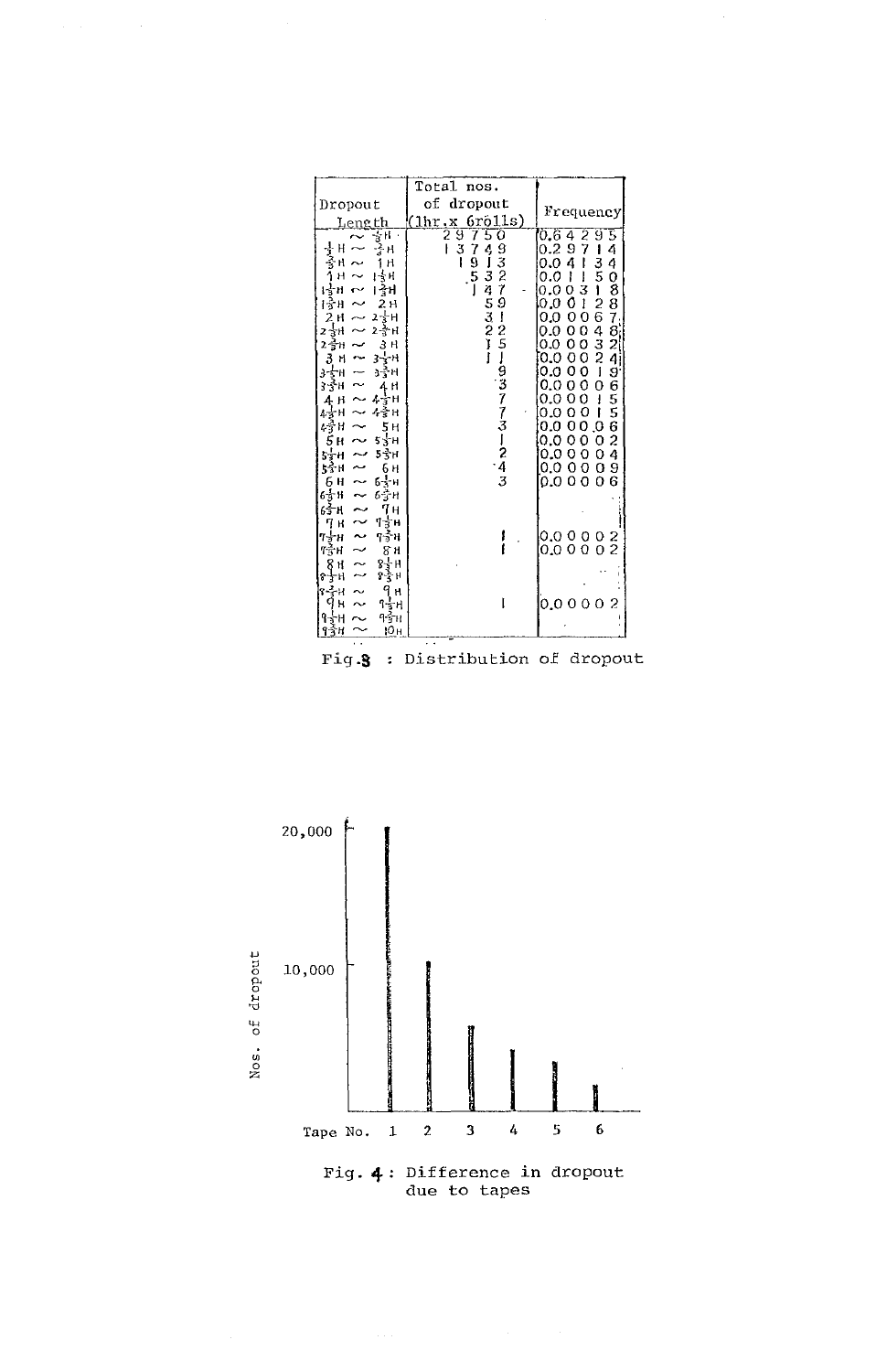| Dropout Length | Total nos. of dropout (1hr.x 6rolls) | Frequency |
|---|---|---|
| ~ $\frac{1}{3}$H | 29750 | 0.64295 |
| $\frac{1}{3}$H ~ $\frac{2}{3}$H | 13749 | 0.29714 |
| $\frac{2}{3}$H ~ 1H | 1913 | 0.04134 |
| 1H ~ $1\frac{1}{3}$H | 532 | 0.01150 |
| $1\frac{1}{3}$H ~ $1\frac{2}{3}$H | 147 | 0.00318 |
| $1\frac{2}{3}$H ~ 2H | 59 | 0.00128 |
| 2H ~ $2\frac{1}{3}$H | 31 | 0.00067 |
| $2\frac{1}{3}$H ~ $2\frac{2}{3}$H | 22 | 0.00048 |
| $2\frac{2}{3}$H ~ 3H | 15 | 0.00032 |
| 3H ~ $3\frac{1}{3}$H | 11 | 0.00024 |
| $3\frac{1}{3}$H ~ $3\frac{2}{3}$H | 9 | 0.00019 |
| $3\frac{2}{3}$H ~ 4H | 3 | 0.00006 |
| 4H ~ $4\frac{1}{3}$H | 7 | 0.00015 |
| $4\frac{1}{3}$H ~ $4\frac{2}{3}$H | 7 | 0.00015 |
| $4\frac{2}{3}$H ~ 5H | 3 | 0.00006 |
| 5H ~ $5\frac{1}{3}$H | 1 | 0.00002 |
| $5\frac{1}{3}$H ~ $5\frac{2}{3}$H | 2 | 0.00004 |
| $5\frac{2}{3}$H ~ 6H | 4 | 0.00009 |
| 6H ~ $6\frac{1}{3}$H | 3 | 0.00006 |
| $6\frac{1}{3}$H ~ $6\frac{2}{3}$H | | |
| $6\frac{2}{3}$H ~ 7H | | |
| 7H ~ $7\frac{1}{3}$H | | |
| $7\frac{1}{3}$H ~ $7\frac{2}{3}$H | 1 | 0.00002 |
| $7\frac{2}{3}$H ~ 8H | 1 | 0.00002 |
| 8H ~ $8\frac{1}{3}$H | | |
| $8\frac{1}{3}$H ~ $8\frac{2}{3}$H | | |
| $8\frac{2}{3}$H ~ 9H | | |
| 9H ~ $9\frac{1}{3}$H | 1 | 0.00002 |
| $9\frac{1}{3}$H ~ $9\frac{2}{3}$H | | |
| $9\frac{2}{3}$H ~ 10H | | |

Fig.3 : Distribution of dropout

Fig. 4 : Difference in dropout due to tapes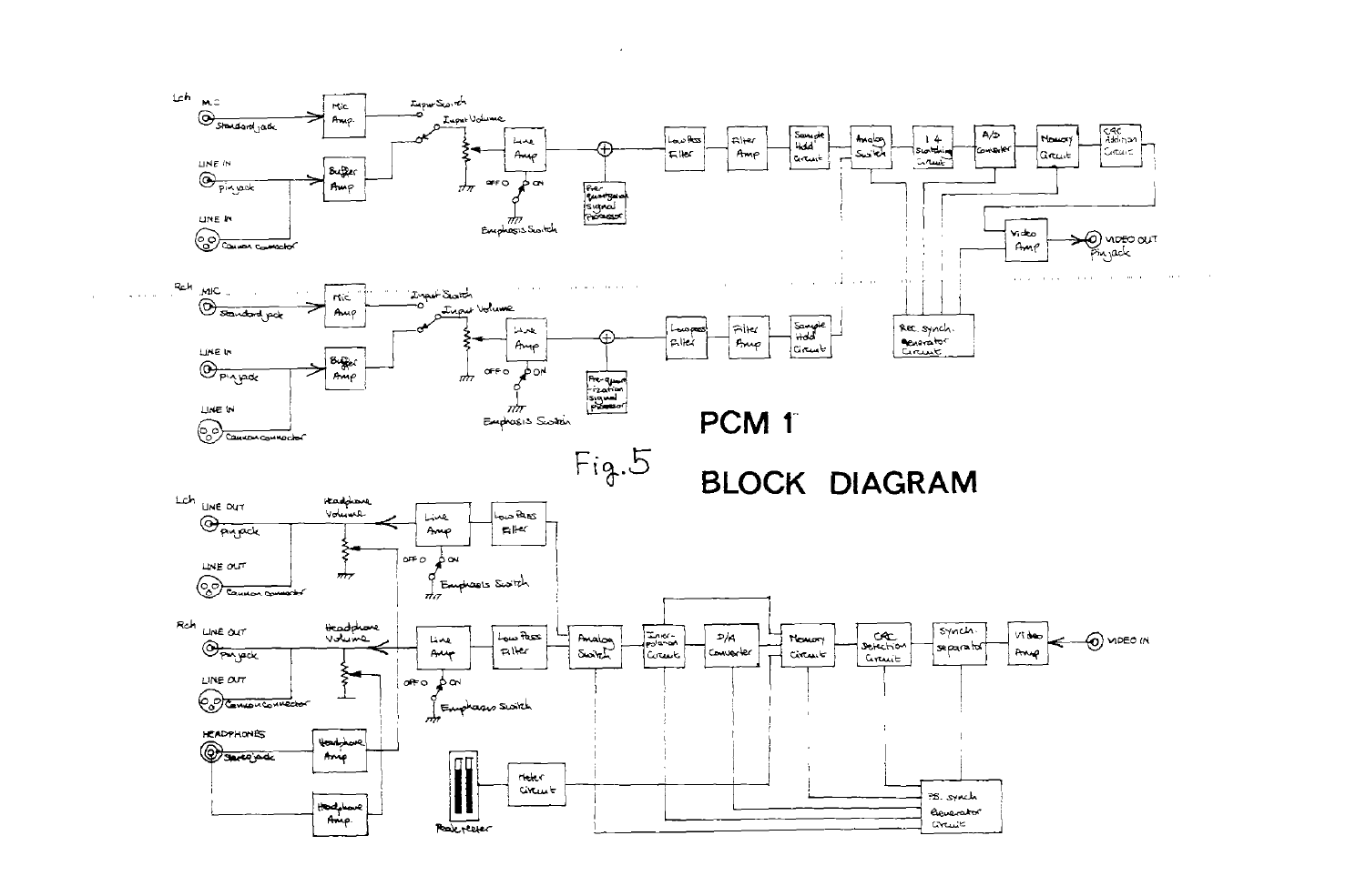# PCM 1

# BLOCK DIAGRAM

Fig. 5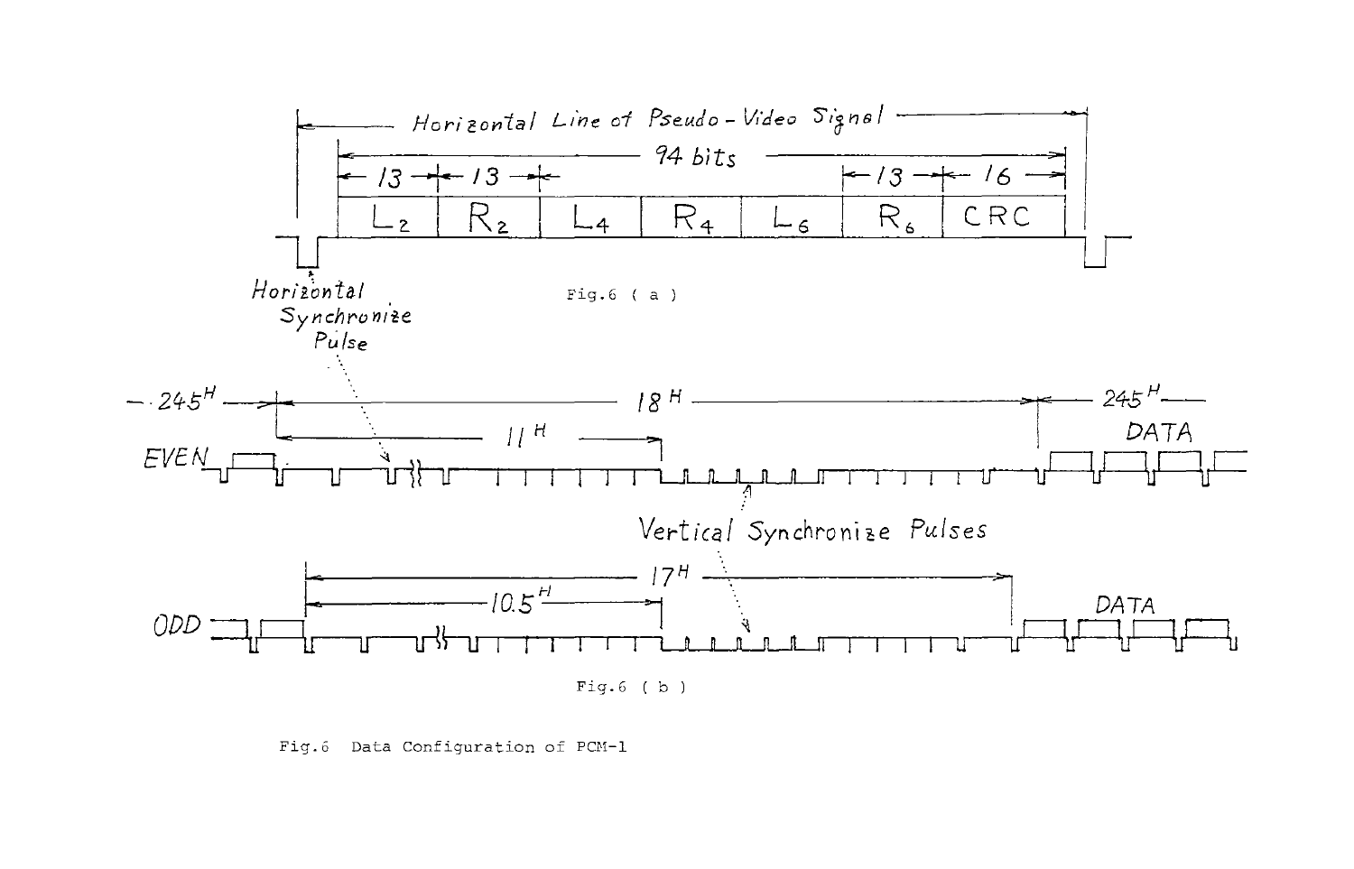Fig.6 ( a )

Fig.6 ( b )

Fig.6 Data Configuration of PCM-1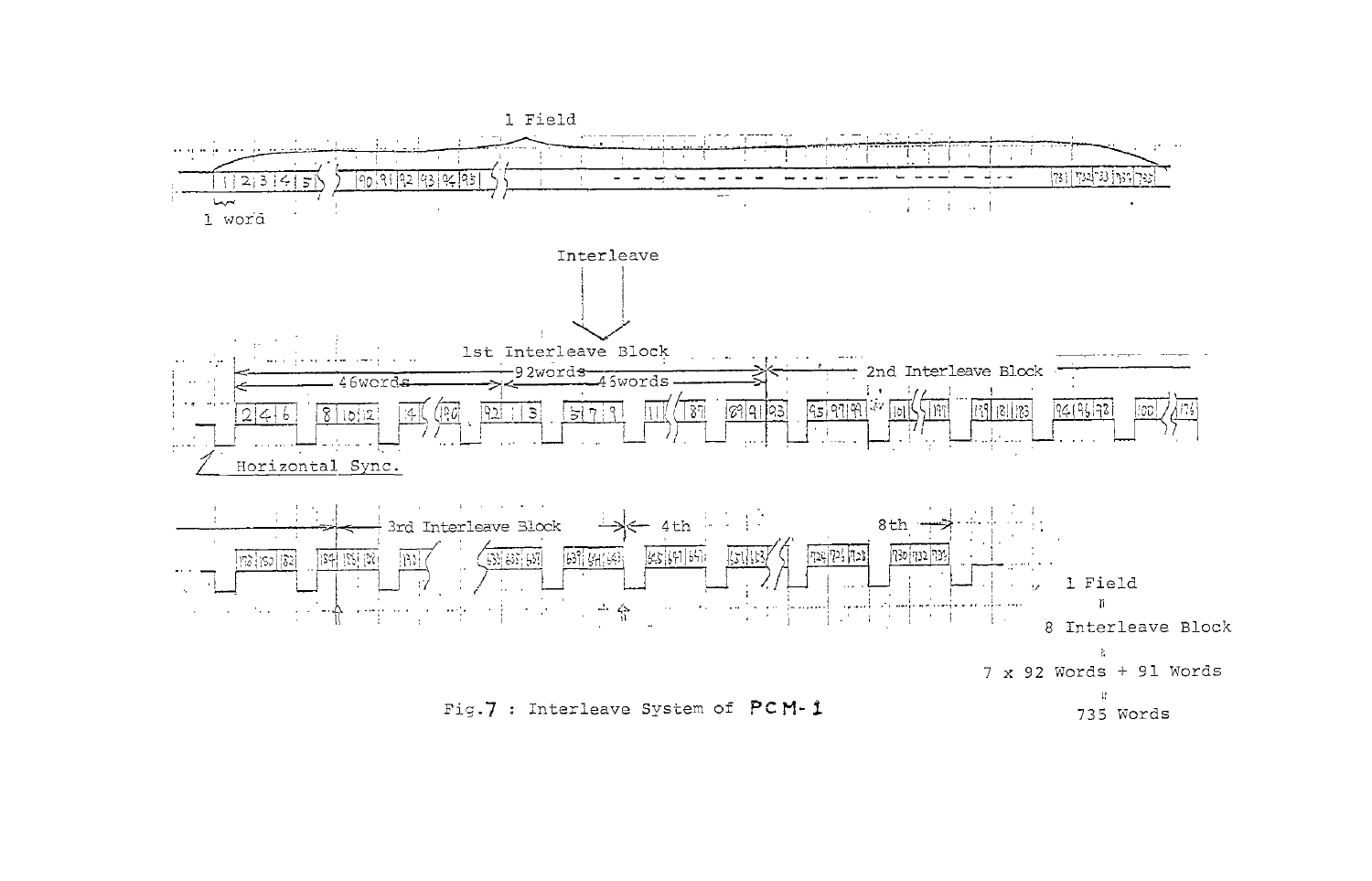1 Field

1 word

Interleave

1st Interleave Block

46words — 92words — 46words

2nd Interleave Block

Horizontal Sync.

3rd Interleave Block — 4th — 8th

1 Field
=
8 Interleave Block
=
7 x 92 Words + 91 Words
=
735 Words

Fig.7 : Interleave System of PCM-1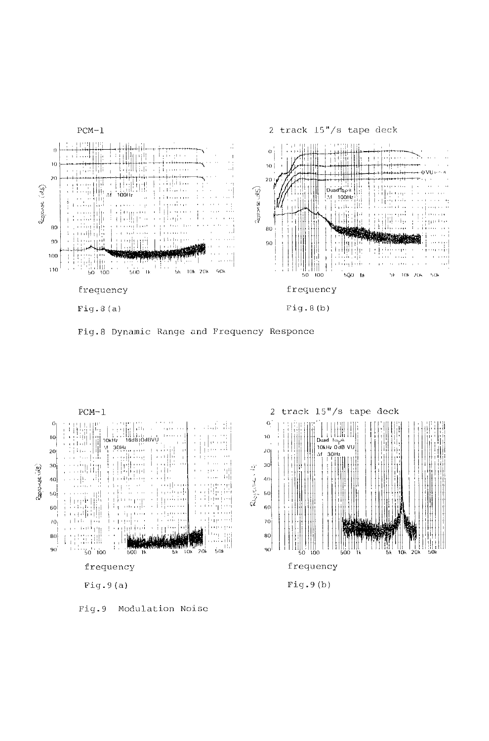PCM-1

2 track 15"/s tape deck

frequency

Fig.8 (a)

frequency

Fig.8 (b)

Fig.8 Dynamic Range and Frequency Responce

PCM-1

2 track 15"/s tape deck

frequency

Fig.9 (a)

frequency

Fig.9 (b)

Fig.9 Modulation Noise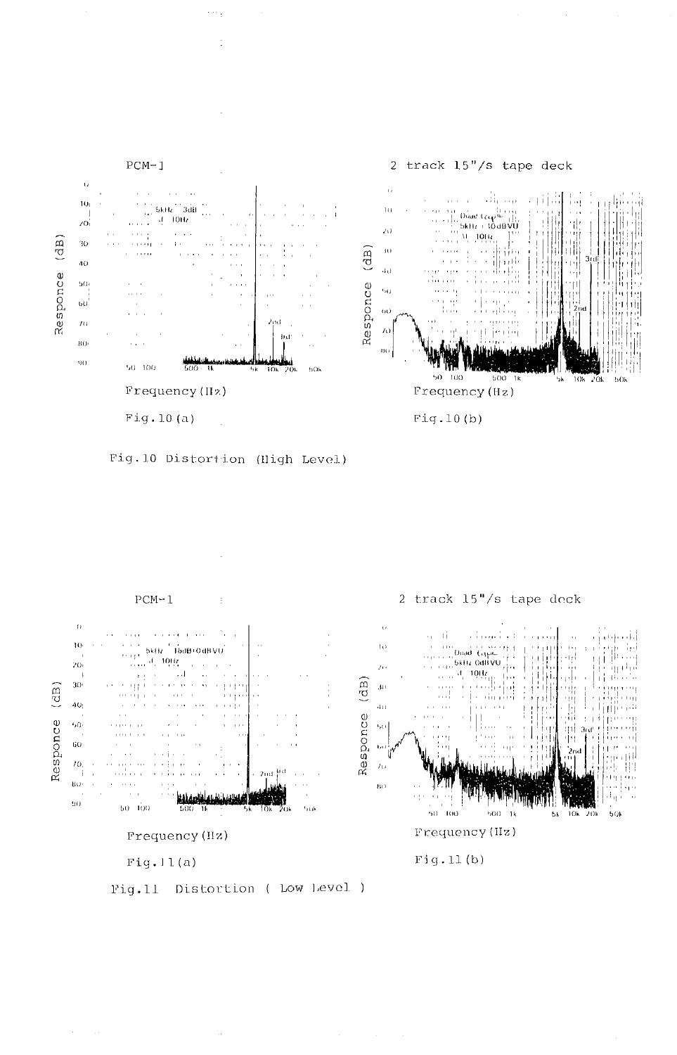PCM-1

2 track 15"/s tape deck

Fig.10(a)

Fig.10(b)

Fig.10 Distortion (High Level)

PCM-1

2 track 15"/s tape deck

Fig.11(a)

Fig.11(b)

Fig.11 Distortion ( Low Level )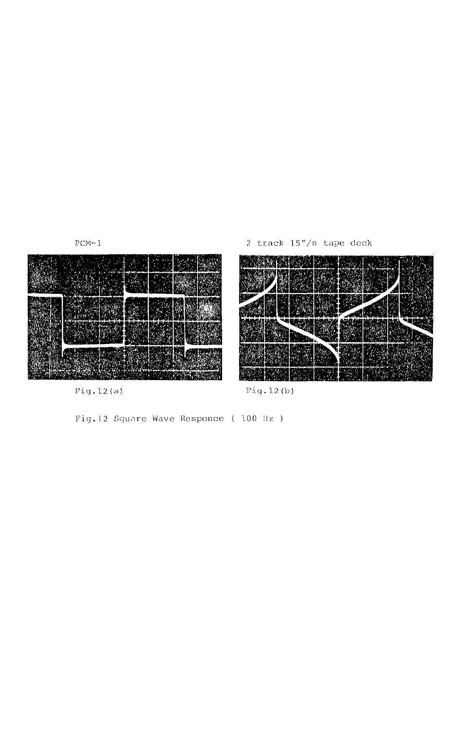PCM-1

2 track 15"/s tape deck

Fig.12(a)

Fig.12(b)

Fig.12 Square Wave Responce ( 100 Hz )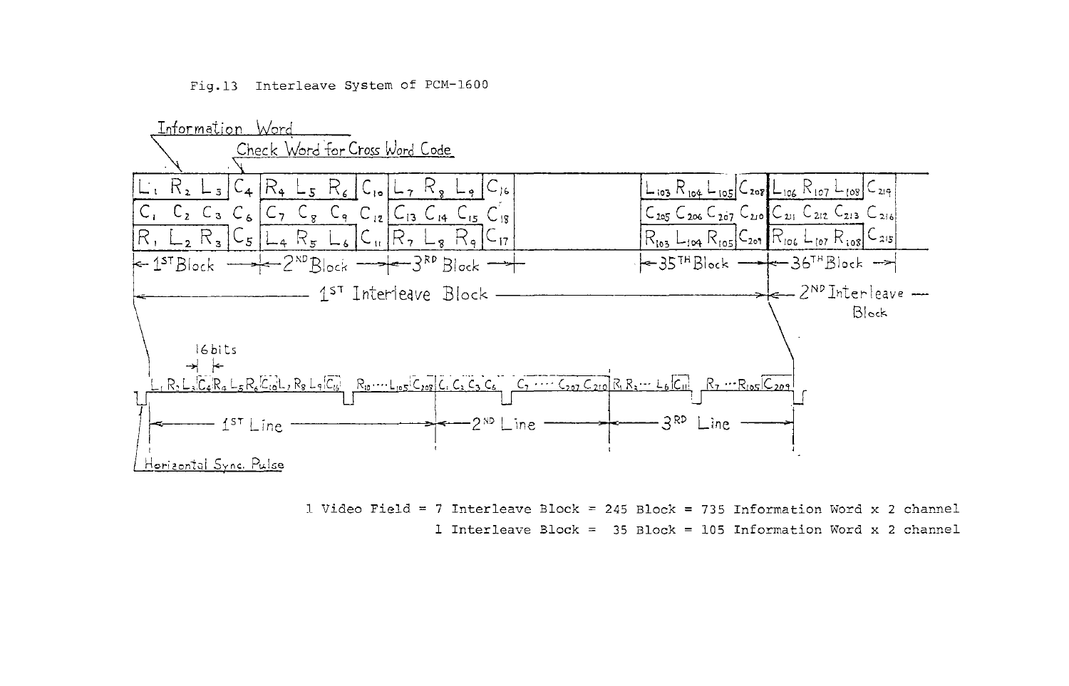Fig.13 Interleave System of PCM-1600

Information Word

Check Word for Cross Word Code

$L_1$ $R_2$ $L_3$ $C_4$ $R_4$ $L_5$ $R_6$ $C_{10}$ $L_7$ $R_8$ $L_9$ $C_{16}$ $L_{103}$ $R_{104}$ $L_{105}$ $C_{208}$ $L_{106}$ $R_{107}$ $L_{108}$ $C_{219}$

$C_1$ $C_2$ $C_3$ $C_6$ $C_7$ $C_8$ $C_9$ $C_{12}$ $C_{13}$ $C_{14}$ $C_{15}$ $C_{18}$ $C_{205}$ $C_{206}$ $C_{207}$ $C_{210}$ $C_{211}$ $C_{212}$ $C_{213}$ $C_{216}$

$R_1$ $L_2$ $R_3$ $C_5$ $L_4$ $R_5$ $L_6$ $C_{11}$ $R_7$ $L_8$ $R_9$ $C_{17}$ $R_{103}$ $L_{104}$ $R_{105}$ $C_{209}$ $R_{106}$ $L_{107}$ $R_{108}$ $C_{215}$

1ST Block　2ND Block　3RD Block　35TH Block　36TH Block

1ST Interleave Block　2ND Interleave Block

16bits

$L_1 R_2 L_3 C_4 R_4 L_5 R_6 C_{10} L_7 R_8 L_9 C_{16}$ $R_{10} \cdots L_{105} C_{208}$ $C_1 C_2 C_3 C_6$ $C_7 \cdots C_{207} C_{210}$ $R_1 R_2 \cdots L_6 C_{11}$ $R_7 \cdots R_{105} C_{209}$

1ST Line　2ND Line　3RD Line

Horizontal Sync. Pulse

1 Video Field = 7 Interleave Block = 245 Block = 735 Information Word x 2 channel

1 Interleave Block = 35 Block = 105 Information Word x 2 channel